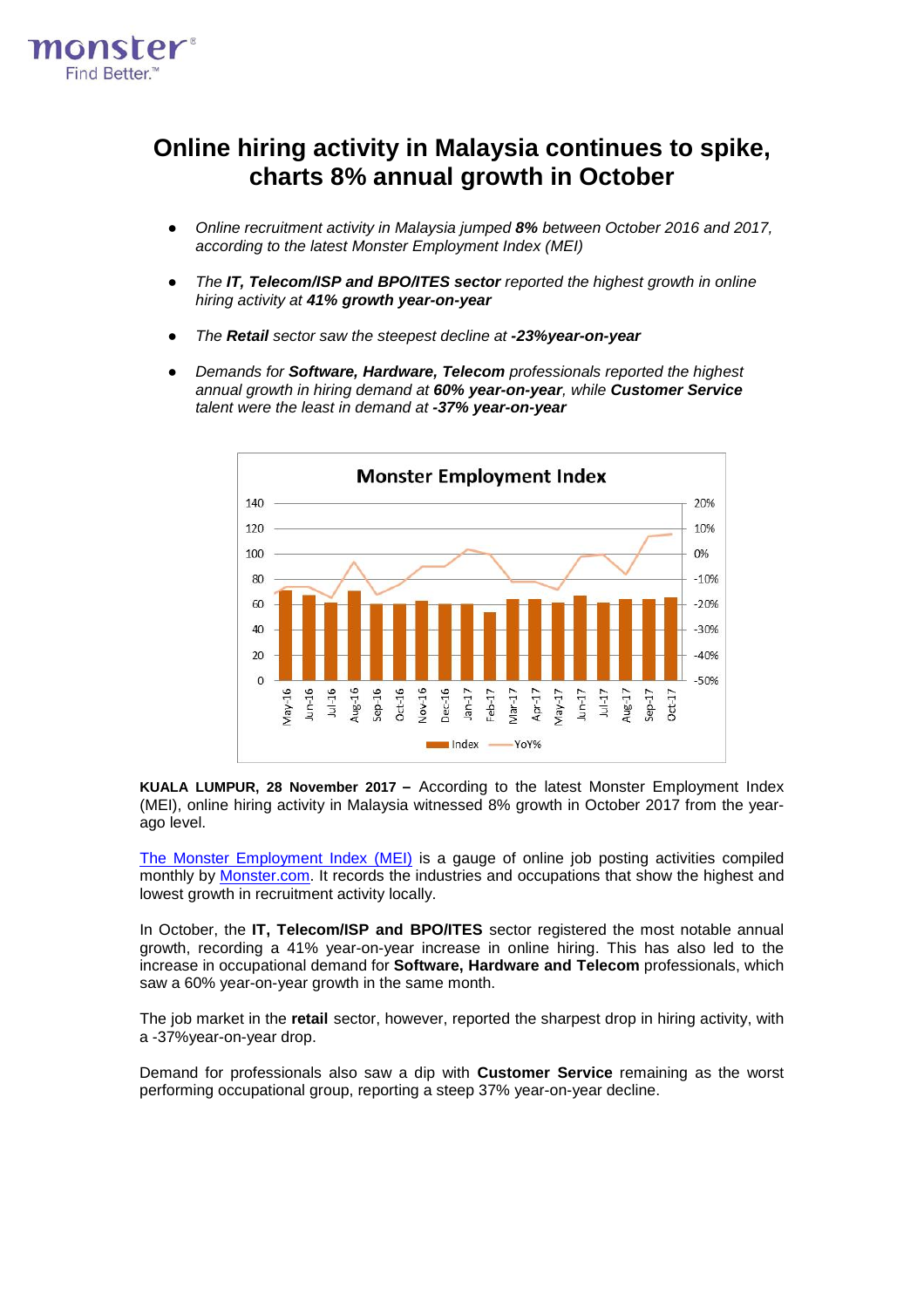# Online hiring activity in Malaysia continues to spike, charts 8% annual growth in October

- *Online recruitment activity in Malaysia jumped **8%** between October 2016 and 2017, according to the latest Monster Employment Index (MEI)*
- *The **IT, Telecom/ISP and BPO/ITES sector** reported the highest growth in online hiring activity at **41% growth year-on-year***
- *The **Retail** sector saw the steepest decline at **-23%year-on-year***
- *Demands for **Software, Hardware, Telecom** professionals reported the highest annual growth in hiring demand at **60% year-on-year**, while **Customer Service** talent were the least in demand at **-37% year-on-year***

**KUALA LUMPUR, 28 November 2017 –** According to the latest Monster Employment Index (MEI), online hiring activity in Malaysia witnessed 8% growth in October 2017 from the year-ago level.

[The Monster Employment Index (MEI)](#) is a gauge of online job posting activities compiled monthly by [Monster.com](#). It records the industries and occupations that show the highest and lowest growth in recruitment activity locally.

In October, the **IT, Telecom/ISP and BPO/ITES** sector registered the most notable annual growth, recording a 41% year-on-year increase in online hiring. This has also led to the increase in occupational demand for **Software, Hardware and Telecom** professionals, which saw a 60% year-on-year growth in the same month.

The job market in the **retail** sector, however, reported the sharpest drop in hiring activity, with a -37%year-on-year drop.

Demand for professionals also saw a dip with **Customer Service** remaining as the worst performing occupational group, reporting a steep 37% year-on-year decline.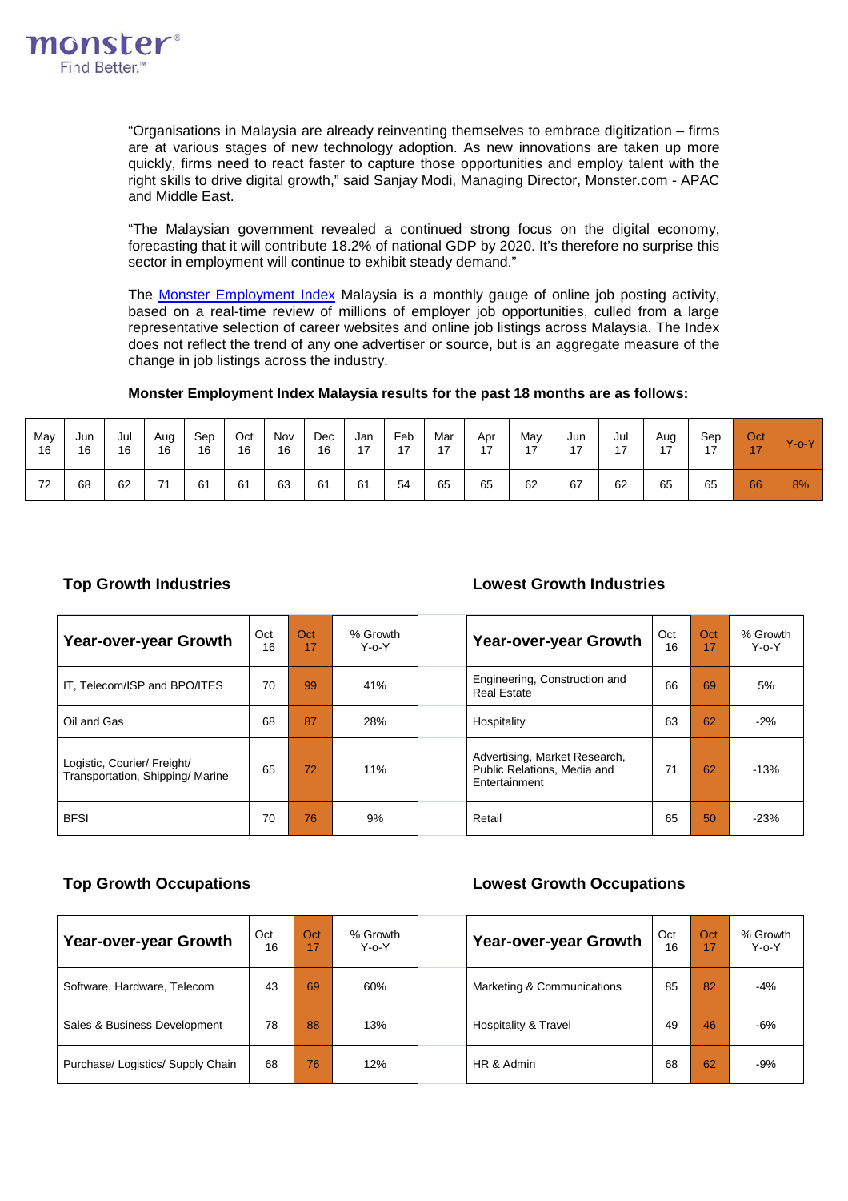"Organisations in Malaysia are already reinventing themselves to embrace digitization – firms are at various stages of new technology adoption. As new innovations are taken up more quickly, firms need to react faster to capture those opportunities and employ talent with the right skills to drive digital growth," said Sanjay Modi, Managing Director, Monster.com - APAC and Middle East.

"The Malaysian government revealed a continued strong focus on the digital economy, forecasting that it will contribute 18.2% of national GDP by 2020. It's therefore no surprise this sector in employment will continue to exhibit steady demand."

The [Monster Employment Index](Monster Employment Index) Malaysia is a monthly gauge of online job posting activity, based on a real-time review of millions of employer job opportunities, culled from a large representative selection of career websites and online job listings across Malaysia. The Index does not reflect the trend of any one advertiser or source, but is an aggregate measure of the change in job listings across the industry.

**Monster Employment Index Malaysia results for the past 18 months are as follows:**

| May 16 | Jun 16 | Jul 16 | Aug 16 | Sep 16 | Oct 16 | Nov 16 | Dec 16 | Jan 17 | Feb 17 | Mar 17 | Apr 17 | May 17 | Jun 17 | Jul 17 | Aug 17 | Sep 17 | Oct 17 | Y-o-Y |
|---|---|---|---|---|---|---|---|---|---|---|---|---|---|---|---|---|---|---|
| 72 | 68 | 62 | 71 | 61 | 61 | 63 | 61 | 61 | 54 | 65 | 65 | 62 | 67 | 62 | 65 | 65 | 66 | 8% |

## Top Growth Industries

| Year-over-year Growth | Oct 16 | Oct 17 | % Growth Y-o-Y |
|---|---|---|---|
| IT, Telecom/ISP and BPO/ITES | 70 | 99 | 41% |
| Oil and Gas | 68 | 87 | 28% |
| Logistic, Courier/ Freight/ Transportation, Shipping/ Marine | 65 | 72 | 11% |
| BFSI | 70 | 76 | 9% |

## Lowest Growth Industries

| Year-over-year Growth | Oct 16 | Oct 17 | % Growth Y-o-Y |
|---|---|---|---|
| Engineering, Construction and Real Estate | 66 | 69 | 5% |
| Hospitality | 63 | 62 | -2% |
| Advertising, Market Research, Public Relations, Media and Entertainment | 71 | 62 | -13% |
| Retail | 65 | 50 | -23% |

## Top Growth Occupations

| Year-over-year Growth | Oct 16 | Oct 17 | % Growth Y-o-Y |
|---|---|---|---|
| Software, Hardware, Telecom | 43 | 69 | 60% |
| Sales & Business Development | 78 | 88 | 13% |
| Purchase/ Logistics/ Supply Chain | 68 | 76 | 12% |

## Lowest Growth Occupations

| Year-over-year Growth | Oct 16 | Oct 17 | % Growth Y-o-Y |
|---|---|---|---|
| Marketing & Communications | 85 | 82 | -4% |
| Hospitality & Travel | 49 | 46 | -6% |
| HR & Admin | 68 | 62 | -9% |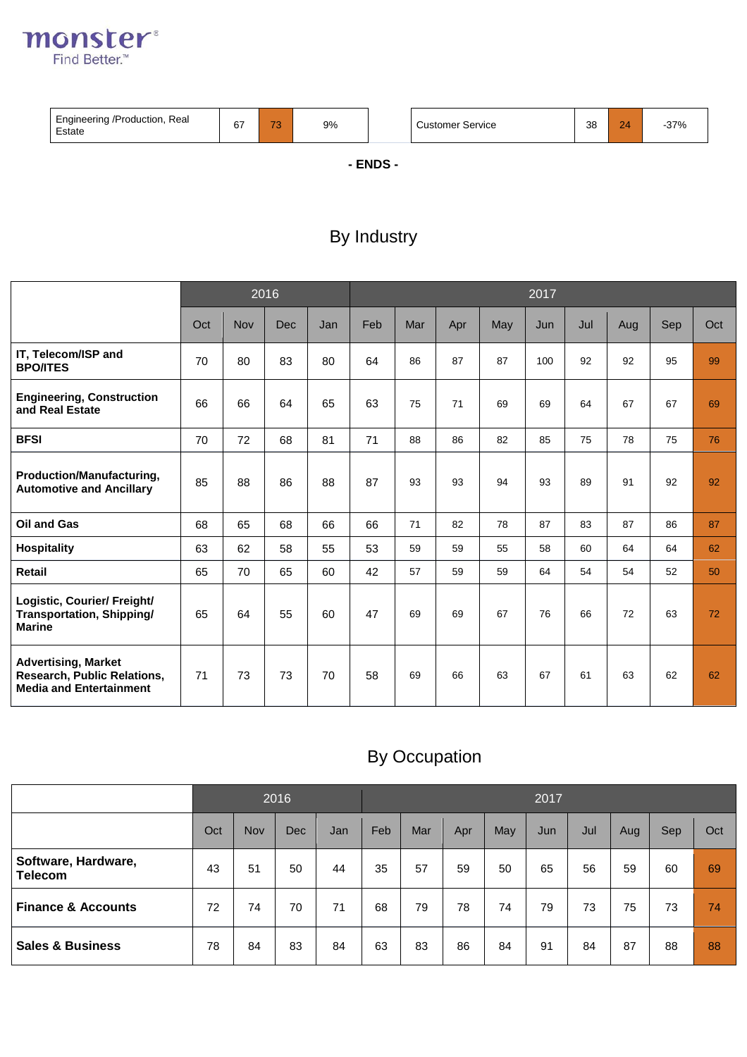| Engineering /Production, Real Estate | 67 | 73 | 9% |
|---|---|---|---|

| Customer Service | 38 | 24 | -37% |
|---|---|---|---|

**- ENDS -**

## By Industry

| | 2016 | | | | 2017 | | | | | | | | |
|---|---|---|---|---|---|---|---|---|---|---|---|---|---|
| | Oct | Nov | Dec | Jan | Feb | Mar | Apr | May | Jun | Jul | Aug | Sep | Oct |
| **IT, Telecom/ISP and BPO/ITES** | 70 | 80 | 83 | 80 | 64 | 86 | 87 | 87 | 100 | 92 | 92 | 95 | 99 |
| **Engineering, Construction and Real Estate** | 66 | 66 | 64 | 65 | 63 | 75 | 71 | 69 | 69 | 64 | 67 | 67 | 69 |
| **BFSI** | 70 | 72 | 68 | 81 | 71 | 88 | 86 | 82 | 85 | 75 | 78 | 75 | 76 |
| **Production/Manufacturing, Automotive and Ancillary** | 85 | 88 | 86 | 88 | 87 | 93 | 93 | 94 | 93 | 89 | 91 | 92 | 92 |
| **Oil and Gas** | 68 | 65 | 68 | 66 | 66 | 71 | 82 | 78 | 87 | 83 | 87 | 86 | 87 |
| **Hospitality** | 63 | 62 | 58 | 55 | 53 | 59 | 59 | 55 | 58 | 60 | 64 | 64 | 62 |
| **Retail** | 65 | 70 | 65 | 60 | 42 | 57 | 59 | 59 | 64 | 54 | 54 | 52 | 50 |
| **Logistic, Courier/ Freight/ Transportation, Shipping/ Marine** | 65 | 64 | 55 | 60 | 47 | 69 | 69 | 67 | 76 | 66 | 72 | 63 | 72 |
| **Advertising, Market Research, Public Relations, Media and Entertainment** | 71 | 73 | 73 | 70 | 58 | 69 | 66 | 63 | 67 | 61 | 63 | 62 | 62 |

## By Occupation

| | 2016 | | | | 2017 | | | | | | | | |
|---|---|---|---|---|---|---|---|---|---|---|---|---|---|
| | Oct | Nov | Dec | Jan | Feb | Mar | Apr | May | Jun | Jul | Aug | Sep | Oct |
| **Software, Hardware, Telecom** | 43 | 51 | 50 | 44 | 35 | 57 | 59 | 50 | 65 | 56 | 59 | 60 | 69 |
| **Finance & Accounts** | 72 | 74 | 70 | 71 | 68 | 79 | 78 | 74 | 79 | 73 | 75 | 73 | 74 |
| **Sales & Business** | 78 | 84 | 83 | 84 | 63 | 83 | 86 | 84 | 91 | 84 | 87 | 88 | 88 |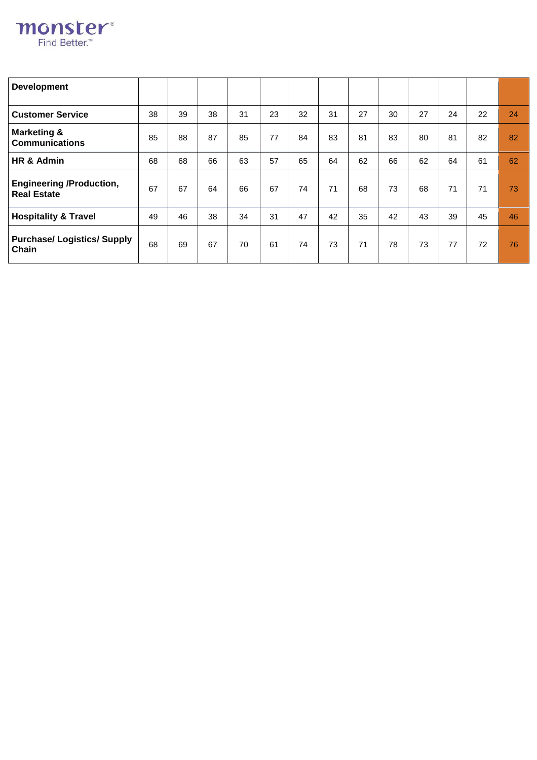| Development | | | | | | | | | | | | | |
|---|---|---|---|---|---|---|---|---|---|---|---|---|---|
| **Customer Service** | 38 | 39 | 38 | 31 | 23 | 32 | 31 | 27 | 30 | 27 | 24 | 22 | 24 |
| **Marketing & Communications** | 85 | 88 | 87 | 85 | 77 | 84 | 83 | 81 | 83 | 80 | 81 | 82 | 82 |
| **HR & Admin** | 68 | 68 | 66 | 63 | 57 | 65 | 64 | 62 | 66 | 62 | 64 | 61 | 62 |
| **Engineering /Production, Real Estate** | 67 | 67 | 64 | 66 | 67 | 74 | 71 | 68 | 73 | 68 | 71 | 71 | 73 |
| **Hospitality & Travel** | 49 | 46 | 38 | 34 | 31 | 47 | 42 | 35 | 42 | 43 | 39 | 45 | 46 |
| **Purchase/ Logistics/ Supply Chain** | 68 | 69 | 67 | 70 | 61 | 74 | 73 | 71 | 78 | 73 | 77 | 72 | 76 |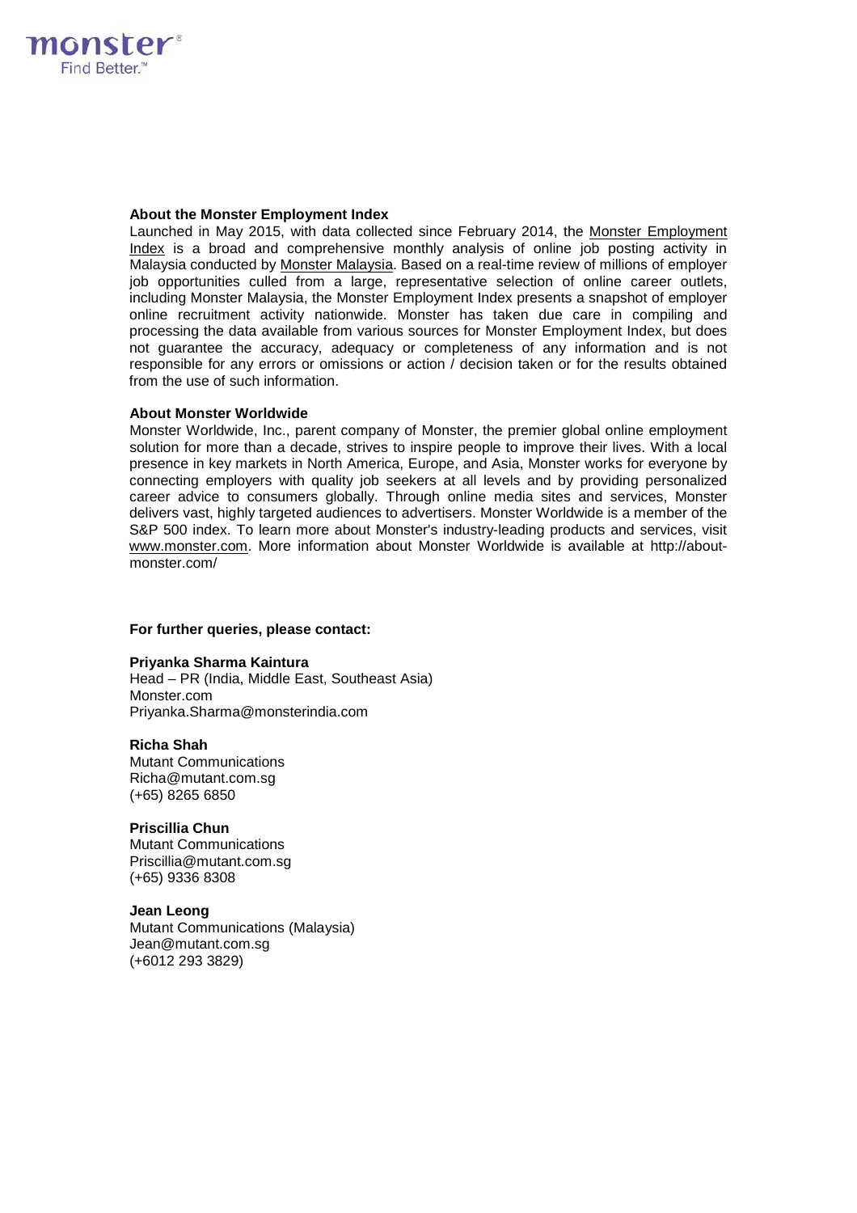monster®
Find Better.™

**About the Monster Employment Index**

Launched in May 2015, with data collected since February 2014, the Monster Employment Index is a broad and comprehensive monthly analysis of online job posting activity in Malaysia conducted by Monster Malaysia. Based on a real-time review of millions of employer job opportunities culled from a large, representative selection of online career outlets, including Monster Malaysia, the Monster Employment Index presents a snapshot of employer online recruitment activity nationwide. Monster has taken due care in compiling and processing the data available from various sources for Monster Employment Index, but does not guarantee the accuracy, adequacy or completeness of any information and is not responsible for any errors or omissions or action / decision taken or for the results obtained from the use of such information.

**About Monster Worldwide**

Monster Worldwide, Inc., parent company of Monster, the premier global online employment solution for more than a decade, strives to inspire people to improve their lives. With a local presence in key markets in North America, Europe, and Asia, Monster works for everyone by connecting employers with quality job seekers at all levels and by providing personalized career advice to consumers globally. Through online media sites and services, Monster delivers vast, highly targeted audiences to advertisers. Monster Worldwide is a member of the S&P 500 index. To learn more about Monster's industry-leading products and services, visit www.monster.com. More information about Monster Worldwide is available at http://about-monster.com/

**For further queries, please contact:**

**Priyanka Sharma Kaintura**
Head – PR (India, Middle East, Southeast Asia)
Monster.com
Priyanka.Sharma@monsterindia.com

**Richa Shah**
Mutant Communications
Richa@mutant.com.sg
(+65) 8265 6850

**Priscillia Chun**
Mutant Communications
Priscillia@mutant.com.sg
(+65) 9336 8308

**Jean Leong**
Mutant Communications (Malaysia)
Jean@mutant.com.sg
(+6012 293 3829)